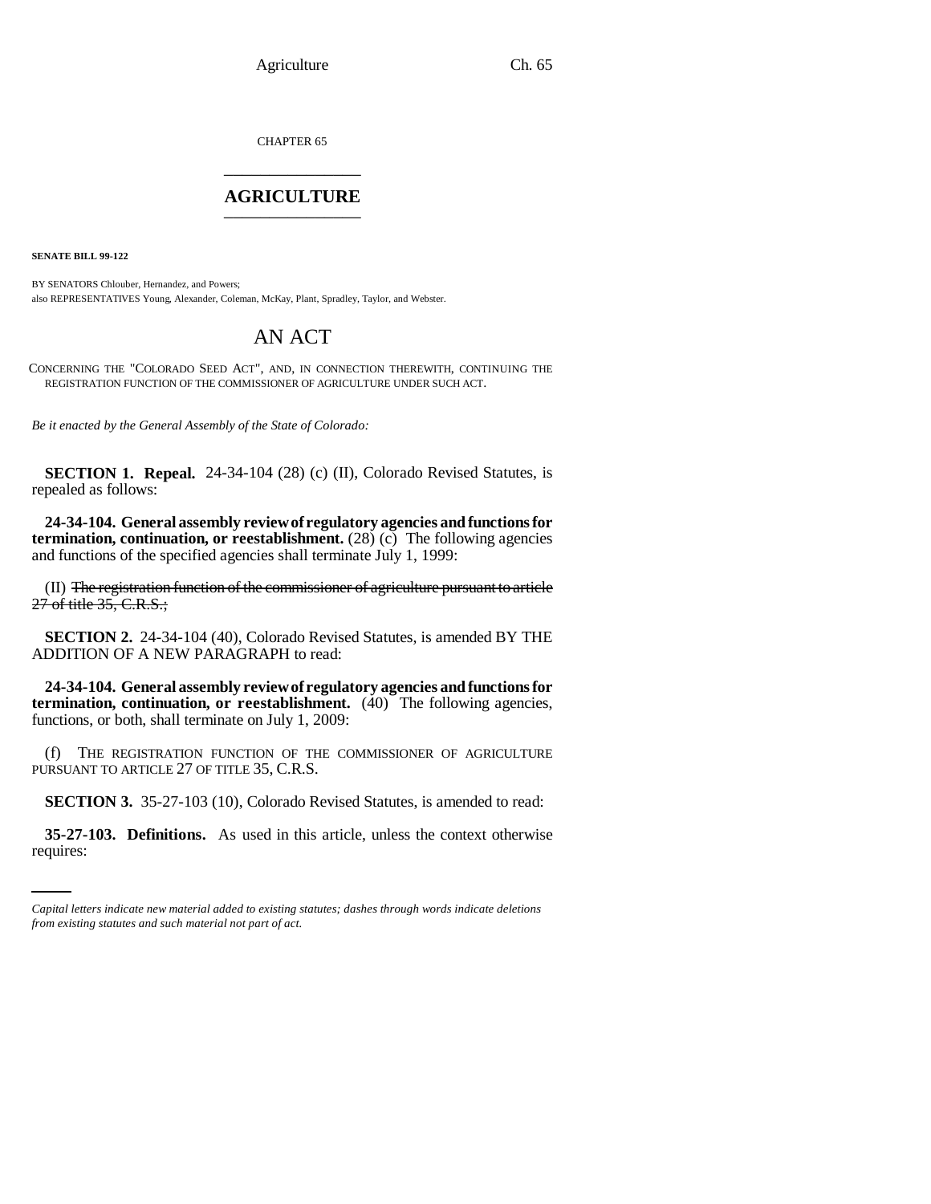CHAPTER 65

# AGRICULTURE

**SENATE BILL 99-122**

BY SENATORS Chlouber, Hernandez, and Powers;
also REPRESENTATIVES Young, Alexander, Coleman, McKay, Plant, Spradley, Taylor, and Webster.

## AN ACT

CONCERNING THE "COLORADO SEED ACT", AND, IN CONNECTION THEREWITH, CONTINUING THE REGISTRATION FUNCTION OF THE COMMISSIONER OF AGRICULTURE UNDER SUCH ACT.

*Be it enacted by the General Assembly of the State of Colorado:*

**SECTION 1. Repeal.** 24-34-104 (28) (c) (II), Colorado Revised Statutes, is repealed as follows:

**24-34-104. General assembly review of regulatory agencies and functions for termination, continuation, or reestablishment.** (28) (c) The following agencies and functions of the specified agencies shall terminate July 1, 1999:

(II) ~~The registration function of the commissioner of agriculture pursuant to article 27 of title 35, C.R.S.;~~

**SECTION 2.** 24-34-104 (40), Colorado Revised Statutes, is amended BY THE ADDITION OF A NEW PARAGRAPH to read:

**24-34-104. General assembly review of regulatory agencies and functions for termination, continuation, or reestablishment.** (40) The following agencies, functions, or both, shall terminate on July 1, 2009:

(f) THE REGISTRATION FUNCTION OF THE COMMISSIONER OF AGRICULTURE PURSUANT TO ARTICLE 27 OF TITLE 35, C.R.S.

**SECTION 3.** 35-27-103 (10), Colorado Revised Statutes, is amended to read:

**35-27-103. Definitions.** As used in this article, unless the context otherwise requires:

*Capital letters indicate new material added to existing statutes; dashes through words indicate deletions from existing statutes and such material not part of act.*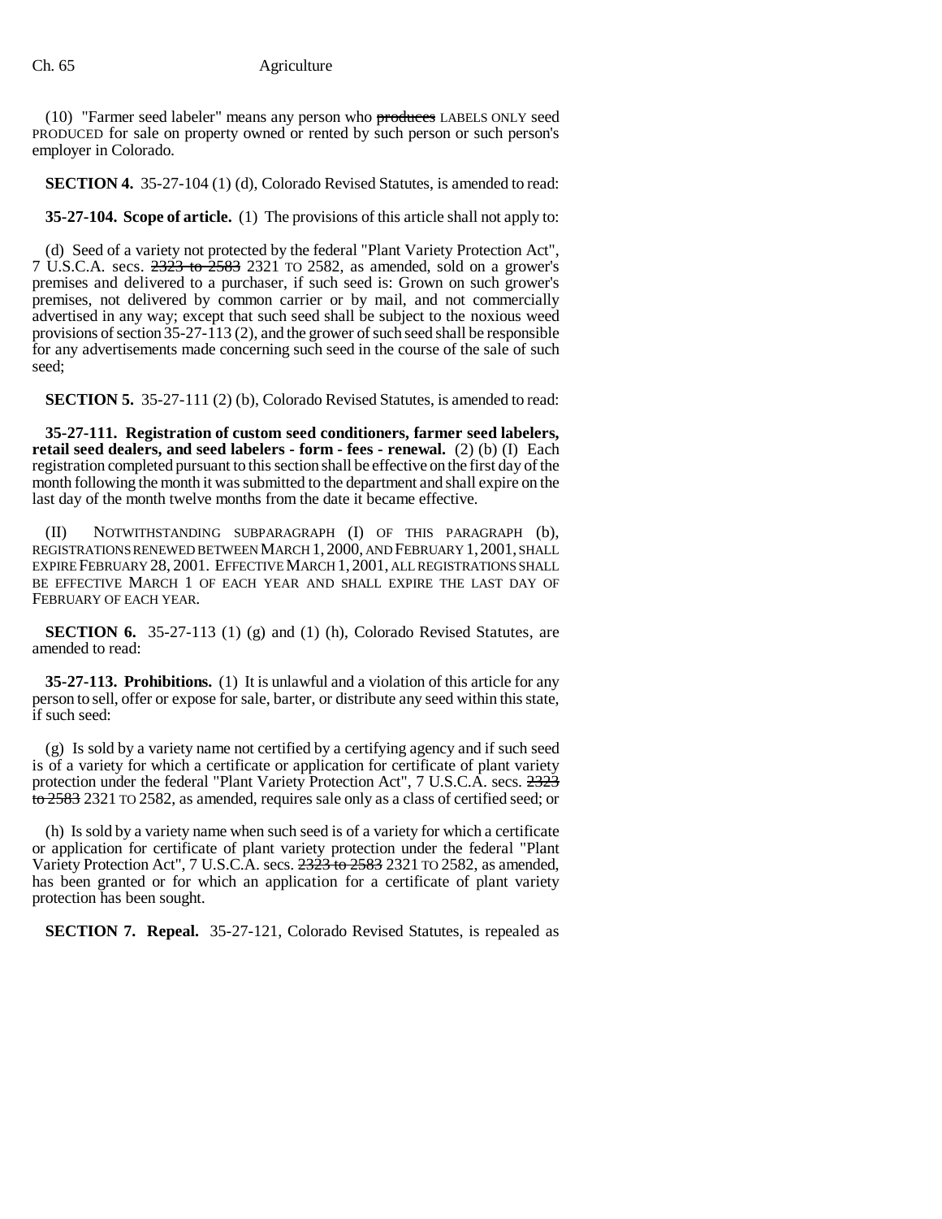(10) "Farmer seed labeler" means any person who ~~produces~~ LABELS ONLY seed PRODUCED for sale on property owned or rented by such person or such person's employer in Colorado.

**SECTION 4.** 35-27-104 (1) (d), Colorado Revised Statutes, is amended to read:

**35-27-104. Scope of article.** (1) The provisions of this article shall not apply to:

(d) Seed of a variety not protected by the federal "Plant Variety Protection Act", 7 U.S.C.A. secs. ~~2323 to 2583~~ 2321 TO 2582, as amended, sold on a grower's premises and delivered to a purchaser, if such seed is: Grown on such grower's premises, not delivered by common carrier or by mail, and not commercially advertised in any way; except that such seed shall be subject to the noxious weed provisions of section 35-27-113 (2), and the grower of such seed shall be responsible for any advertisements made concerning such seed in the course of the sale of such seed;

**SECTION 5.** 35-27-111 (2) (b), Colorado Revised Statutes, is amended to read:

**35-27-111. Registration of custom seed conditioners, farmer seed labelers, retail seed dealers, and seed labelers - form - fees - renewal.** (2) (b) (I) Each registration completed pursuant to this section shall be effective on the first day of the month following the month it was submitted to the department and shall expire on the last day of the month twelve months from the date it became effective.

(II) NOTWITHSTANDING SUBPARAGRAPH (I) OF THIS PARAGRAPH (b), REGISTRATIONS RENEWED BETWEEN MARCH 1, 2000, AND FEBRUARY 1, 2001, SHALL EXPIRE FEBRUARY 28, 2001. EFFECTIVE MARCH 1, 2001, ALL REGISTRATIONS SHALL BE EFFECTIVE MARCH 1 OF EACH YEAR AND SHALL EXPIRE THE LAST DAY OF FEBRUARY OF EACH YEAR.

**SECTION 6.** 35-27-113 (1) (g) and (1) (h), Colorado Revised Statutes, are amended to read:

**35-27-113. Prohibitions.** (1) It is unlawful and a violation of this article for any person to sell, offer or expose for sale, barter, or distribute any seed within this state, if such seed:

(g) Is sold by a variety name not certified by a certifying agency and if such seed is of a variety for which a certificate or application for certificate of plant variety protection under the federal "Plant Variety Protection Act", 7 U.S.C.A. secs. ~~2323 to 2583~~ 2321 TO 2582, as amended, requires sale only as a class of certified seed; or

(h) Is sold by a variety name when such seed is of a variety for which a certificate or application for certificate of plant variety protection under the federal "Plant Variety Protection Act", 7 U.S.C.A. secs. ~~2323 to 2583~~ 2321 TO 2582, as amended, has been granted or for which an application for a certificate of plant variety protection has been sought.

**SECTION 7. Repeal.** 35-27-121, Colorado Revised Statutes, is repealed as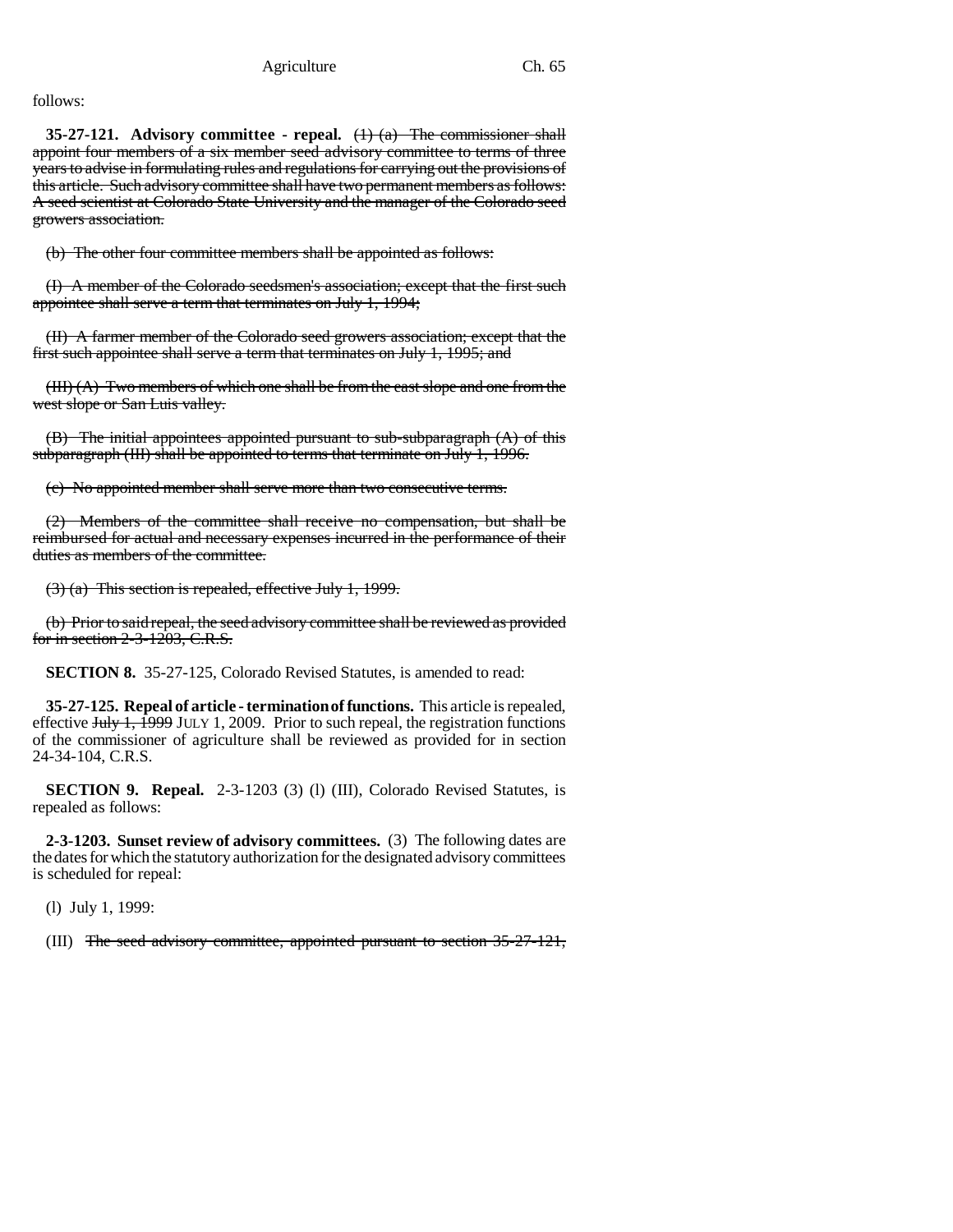follows:

**35-27-121. Advisory committee - repeal.** ~~(1) (a) The commissioner shall appoint four members of a six member seed advisory committee to terms of three years to advise in formulating rules and regulations for carrying out the provisions of this article. Such advisory committee shall have two permanent members as follows: A seed scientist at Colorado State University and the manager of the Colorado seed growers association.~~

~~(b) The other four committee members shall be appointed as follows:~~

~~(I) A member of the Colorado seedsmen's association; except that the first such appointee shall serve a term that terminates on July 1, 1994;~~

~~(II) A farmer member of the Colorado seed growers association; except that the first such appointee shall serve a term that terminates on July 1, 1995; and~~

~~(III) (A) Two members of which one shall be from the east slope and one from the west slope or San Luis valley.~~

~~(B) The initial appointees appointed pursuant to sub-subparagraph (A) of this subparagraph (III) shall be appointed to terms that terminate on July 1, 1996.~~

~~(c) No appointed member shall serve more than two consecutive terms.~~

~~(2) Members of the committee shall receive no compensation, but shall be reimbursed for actual and necessary expenses incurred in the performance of their duties as members of the committee.~~

~~(3) (a) This section is repealed, effective July 1, 1999.~~

~~(b) Prior to said repeal, the seed advisory committee shall be reviewed as provided for in section 2-3-1203, C.R.S.~~

**SECTION 8.** 35-27-125, Colorado Revised Statutes, is amended to read:

**35-27-125. Repeal of article - termination of functions.** This article is repealed, effective ~~July 1, 1999~~ JULY 1, 2009. Prior to such repeal, the registration functions of the commissioner of agriculture shall be reviewed as provided for in section 24-34-104, C.R.S.

**SECTION 9. Repeal.** 2-3-1203 (3) (l) (III), Colorado Revised Statutes, is repealed as follows:

**2-3-1203. Sunset review of advisory committees.** (3) The following dates are the dates for which the statutory authorization for the designated advisory committees is scheduled for repeal:

(l) July 1, 1999:

(III) ~~The seed advisory committee, appointed pursuant to section 35-27-121,~~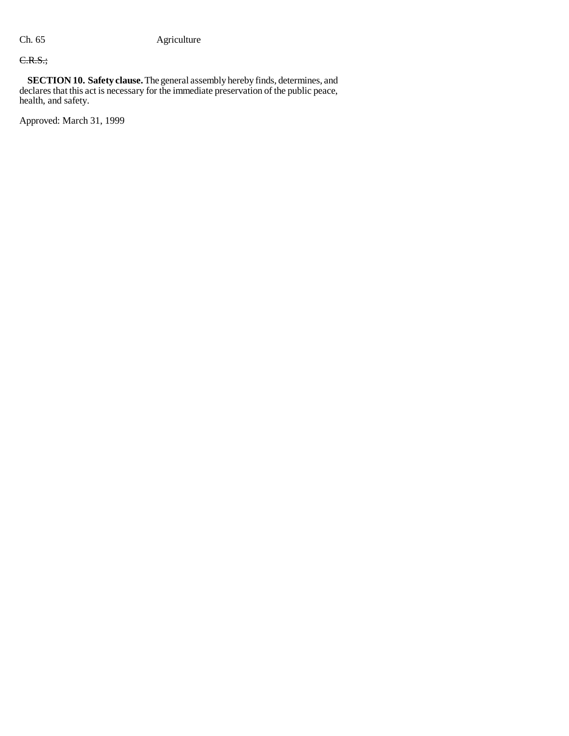~~C.R.S.;~~

**SECTION 10. Safety clause.** The general assembly hereby finds, determines, and declares that this act is necessary for the immediate preservation of the public peace, health, and safety.

Approved: March 31, 1999